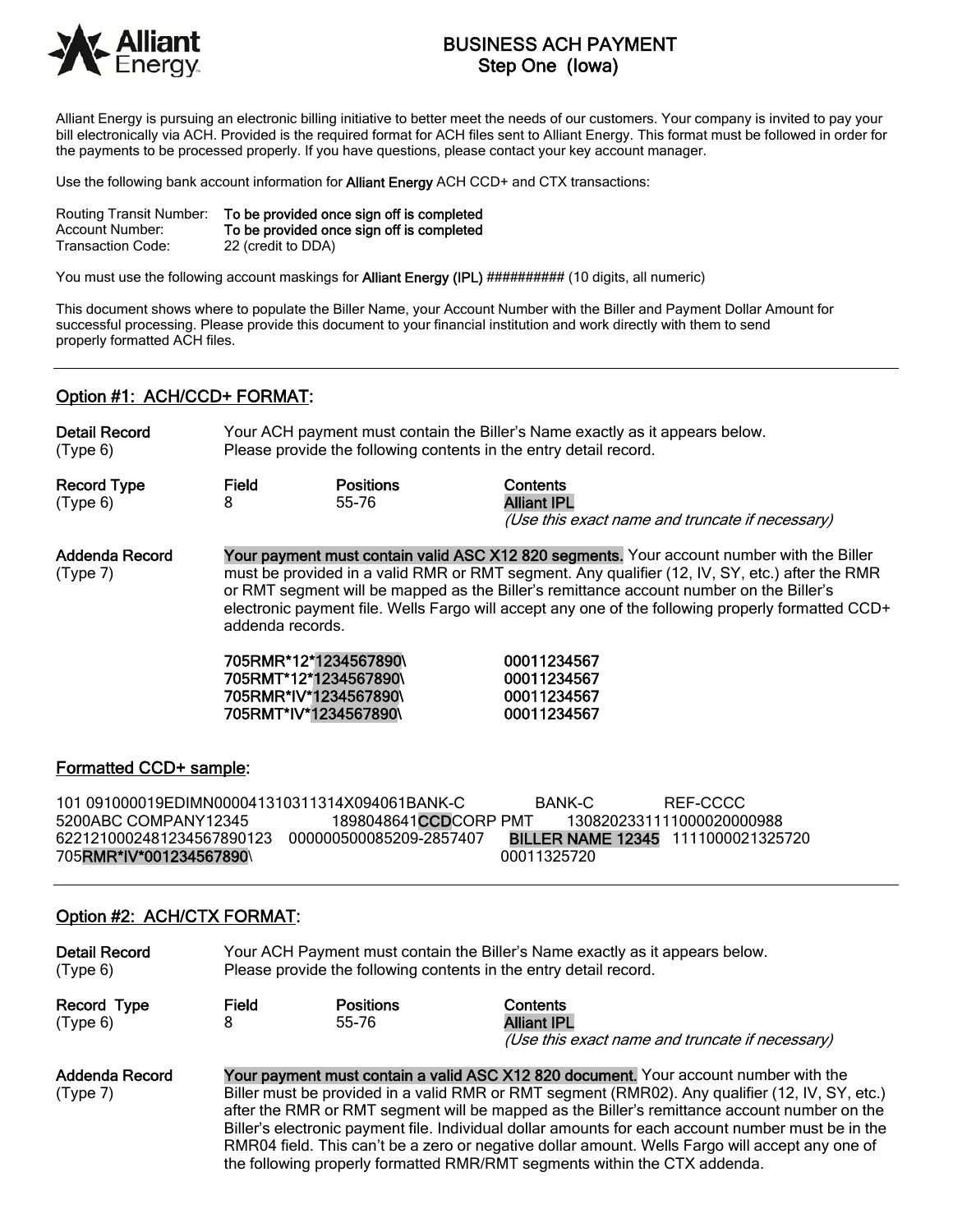# BUSINESS ACH PAYMENT
## Step One (Iowa)

Alliant Energy is pursuing an electronic billing initiative to better meet the needs of our customers. Your company is invited to pay your bill electronically via ACH. Provided is the required format for ACH files sent to Alliant Energy. This format must be followed in order for the payments to be processed properly. If you have questions, please contact your key account manager.

Use the following bank account information for **Alliant Energy** ACH CCD+ and CTX transactions:

Routing Transit Number: **To be provided once sign off is completed**
Account Number: **To be provided once sign off is completed**
Transaction Code: 22 (credit to DDA)

You must use the following account maskings for **Alliant Energy (IPL)** ########## (10 digits, all numeric)

This document shows where to populate the Biller Name, your Account Number with the Biller and Payment Dollar Amount for successful processing. Please provide this document to your financial institution and work directly with them to send properly formatted ACH files.

---

## Option #1: ACH/CCD+ FORMAT:

**Detail Record** (Type 6) — Your ACH payment must contain the Biller's Name exactly as it appears below. Please provide the following contents in the entry detail record.

| Record Type | Field | Positions | Contents |
|---|---|---|---|
| (Type 6) | 8 | 55-76 | **Alliant IPL** *(Use this exact name and truncate if necessary)* |

**Addenda Record** (Type 7) — **Your payment must contain valid ASC X12 820 segments.** Your account number with the Biller must be provided in a valid RMR or RMT segment. Any qualifier (12, IV, SY, etc.) after the RMR or RMT segment will be mapped as the Biller's remittance account number on the Biller's electronic payment file. Wells Fargo will accept any one of the following properly formatted CCD+ addenda records.

```
705RMR*12*1234567890\         00011234567
705RMT*12*1234567890\         00011234567
705RMR*IV*1234567890\         00011234567
705RMT*IV*1234567890\         00011234567
```

### Formatted CCD+ sample:

```
101 091000019EDIMN000041310311314X094061BANK-C          BANK-C          REF-CCCC
5200ABC COMPANY12345          1898048641CCDCORP PMT      130820233111000020000988
622121000248123456789012 3    000000500085209-2857407    BILLER NAME 12345  1111000021325720
705RMR*IV*001234567890\                                  00011325720
```

---

## Option #2: ACH/CTX FORMAT:

**Detail Record** (Type 6) — Your ACH Payment must contain the Biller's Name exactly as it appears below. Please provide the following contents in the entry detail record.

| Record Type | Field | Positions | Contents |
|---|---|---|---|
| (Type 6) | 8 | 55-76 | **Alliant IPL** *(Use this exact name and truncate if necessary)* |

**Addenda Record** (Type 7) — **Your payment must contain a valid ASC X12 820 document.** Your account number with the Biller must be provided in a valid RMR or RMT segment (RMR02). Any qualifier (12, IV, SY, etc.) after the RMR or RMT segment will be mapped as the Biller's remittance account number on the Biller's electronic payment file. Individual dollar amounts for each account number must be in the RMR04 field. This can't be a zero or negative dollar amount. Wells Fargo will accept any one of the following properly formatted RMR/RMT segments within the CTX addenda.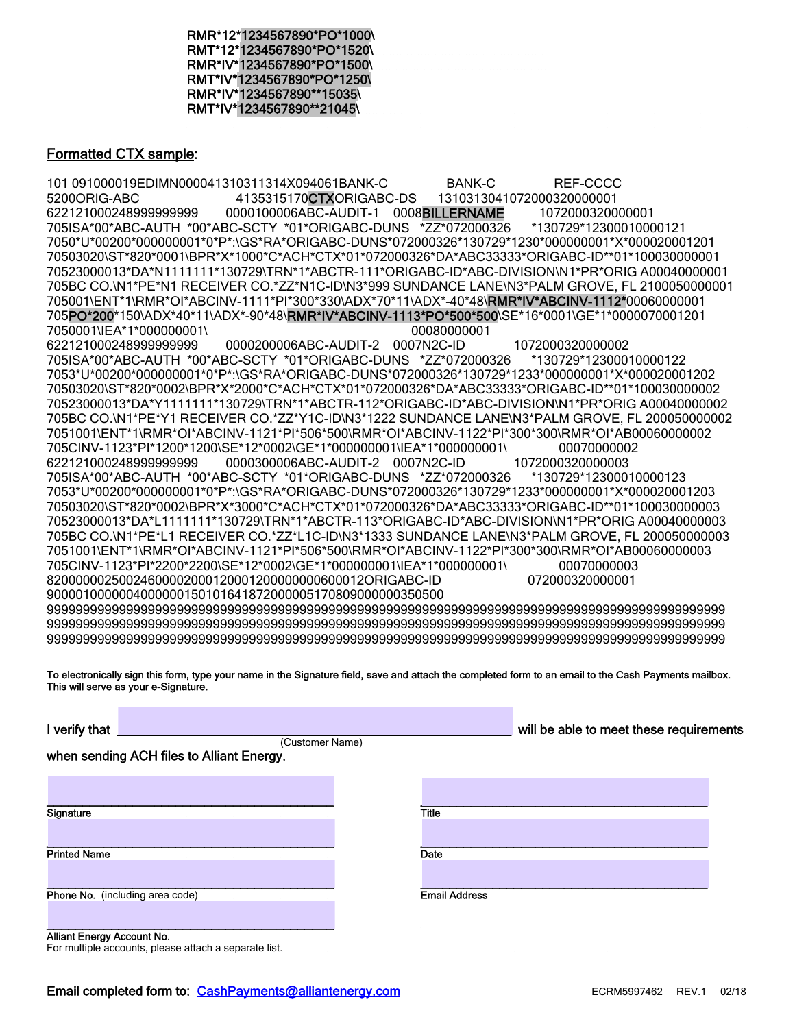```
RMR*12*1234567890*PO*1000\
RMT*12*1234567890*PO*1520\
RMR*IV*1234567890*PO*1500\
RMT*IV*1234567890*PO*1250\
RMR*IV*1234567890**15035\
RMT*IV*1234567890**21045\
```

## Formatted CTX sample:

```
101 091000019EDIMN000041310311314X094061BANK-C          BANK-C          REF-CCCC
5200ORIG-ABC                4135315170CTXORIGABC-DS     1310313041072000320000001
622121000248999999999       0000100006ABC-AUDIT-1  0008BILLERNAME       1072000320000001
705ISA*00*ABC-AUTH  *00*ABC-SCTY  *01*ORIGABC-DUNS   *ZZ*072000326    *130729*12300010000121
7050*U*00200*000000001*0*P*:\GS*RA*ORIGABC-DUNS*072000326*130729*1230*000000001*X*000020001201
70503020\ST*820*0001\BPR*X*1000*C*ACH*CTX*01*072000326*DA*ABC33333*ORIGABC-ID**01*100030000001
70523000013*DA*N1111111*130729\TRN*1*ABCTR-111*ORIGABC-ID*ABC-DIVISION\N1*PR*ORIG A00040000001
705BC CO.\N1*PE*N1 RECEIVER CO.*ZZ*N1C-ID\N3*999 SUNDANCE LANE\N3*PALM GROVE, FL 2100050000001
705001\ENT*1\RMR*OI*ABCINV-1111*PI*300*330\ADX*70*11\ADX*-40*48\RMR*IV*ABCINV-1112*00060000001
705PO*200*150\ADX*40*11\ADX*-90*48\RMR*IV*ABCINV-1113*PO*500*500\SE*16*0001\GE*1*0000070001201
7050001\IEA*1*000000001\                                                00080000001
622121000248999999999       0000200006ABC-AUDIT-2   0007N2C-ID          1072000320000002
705ISA*00*ABC-AUTH  *00*ABC-SCTY  *01*ORIGABC-DUNS   *ZZ*072000326    *130729*12300010000122
7053*U*00200*000000001*0*P*:\GS*RA*ORIGABC-DUNS*072000326*130729*1233*000000001*X*000020001202
70503020\ST*820*0002\BPR*X*2000*C*ACH*CTX*01*072000326*DA*ABC33333*ORIGABC-ID**01*100030000002
70523000013*DA*Y1111111*130729\TRN*1*ABCTR-112*ORIGABC-ID*ABC-DIVISION\N1*PR*ORIG A00040000002
705BC CO.\N1*PE*Y1 RECEIVER CO.*ZZ*Y1C-ID\N3*1222 SUNDANCE LANE\N3*PALM GROVE, FL 200050000002
7051001\ENT*1\RMR*OI*ABCINV-1121*PI*506*500\RMR*OI*ABCINV-1122*PI*300*300\RMR*OI*AB00060000002
705CINV-1123*PI*1200*1200\SE*12*0002\GE*1*000000001\IEA*1*000000001\        00070000002
622121000248999999999       0000300006ABC-AUDIT-2   0007N2C-ID          1072000320000003
705ISA*00*ABC-AUTH  *00*ABC-SCTY  *01*ORIGABC-DUNS   *ZZ*072000326    *130729*12300010000123
7053*U*00200*000000001*0*P*:\GS*RA*ORIGABC-DUNS*072000326*130729*1233*000000001*X*000020001203
70503020\ST*820*0002\BPR*X*3000*C*ACH*CTX*01*072000326*DA*ABC33333*ORIGABC-ID**01*100030000003
70523000013*DA*L1111111*130729\TRN*1*ABCTR-113*ORIGABC-ID*ABC-DIVISION\N1*PR*ORIG A00040000003
705BC CO.\N1*PE*L1 RECEIVER CO.*ZZ*L1C-ID\N3*1333 SUNDANCE LANE\N3*PALM GROVE, FL 200050000003
7051001\ENT*1\RMR*OI*ABCINV-1121*PI*506*500\RMR*OI*ABCINV-1122*PI*300*300\RMR*OI*AB00060000003
705CINV-1123*PI*2200*2200\SE*12*0002\GE*1*000000001\IEA*1*000000001\        00070000003
82000000250024600000200012000120000000006000012ORIGABC-ID               072000320000001
9000010000004000000150101641872000005170809000000350500
9999999999999999999999999999999999999999999999999999999999999999999999999999999999999999999999
9999999999999999999999999999999999999999999999999999999999999999999999999999999999999999999999
9999999999999999999999999999999999999999999999999999999999999999999999999999999999999999999999
```

---

**To electronically sign this form, type your name in the Signature field, save and attach the completed form to an email to the Cash Payments mailbox. This will serve as your e-Signature.**

I verify that ______________________________ will be able to meet these requirements
(Customer Name)
when sending ACH files to Alliant Energy.

| | |
|---|---|
| **Signature** | **Title** |
| **Printed Name** | **Date** |
| **Phone No.** (including area code) | **Email Address** |
| **Alliant Energy Account No.** For multiple accounts, please attach a separate list. | |

**Email completed form to:** CashPayments@alliantenergy.com

ECRM5997462 REV.1 02/18